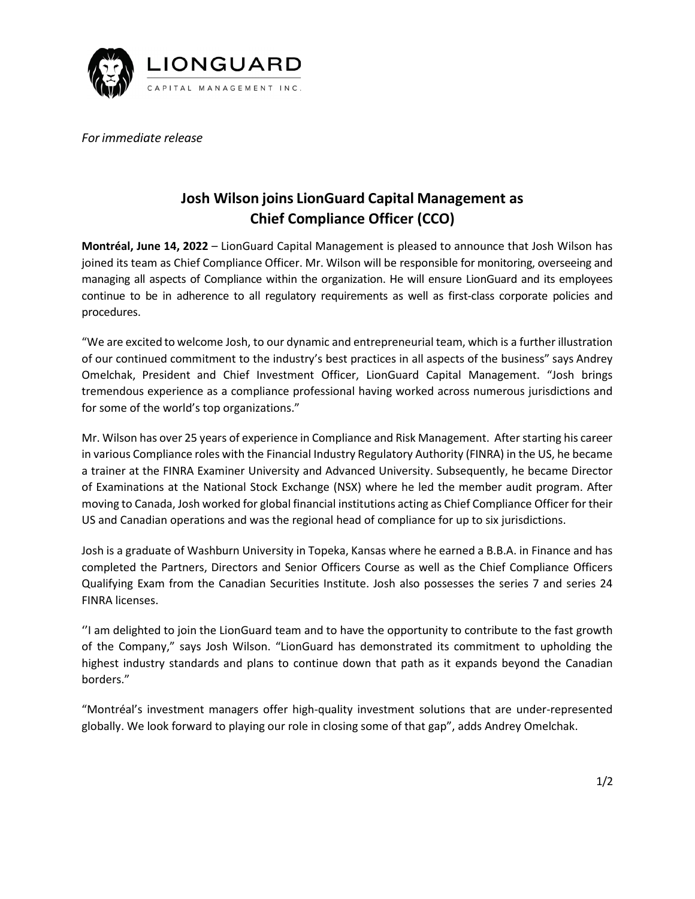LIONGUARD

CAPITAL MANAGEMENT INC.

*For immediate release*

# Josh Wilson joins LionGuard Capital Management as Chief Compliance Officer (CCO)

**Montréal, June 14, 2022** – LionGuard Capital Management is pleased to announce that Josh Wilson has joined its team as Chief Compliance Officer. Mr. Wilson will be responsible for monitoring, overseeing and managing all aspects of Compliance within the organization. He will ensure LionGuard and its employees continue to be in adherence to all regulatory requirements as well as first-class corporate policies and procedures.

"We are excited to welcome Josh, to our dynamic and entrepreneurial team, which is a further illustration of our continued commitment to the industry's best practices in all aspects of the business" says Andrey Omelchak, President and Chief Investment Officer, LionGuard Capital Management. "Josh brings tremendous experience as a compliance professional having worked across numerous jurisdictions and for some of the world's top organizations."

Mr. Wilson has over 25 years of experience in Compliance and Risk Management. After starting his career in various Compliance roles with the Financial Industry Regulatory Authority (FINRA) in the US, he became a trainer at the FINRA Examiner University and Advanced University. Subsequently, he became Director of Examinations at the National Stock Exchange (NSX) where he led the member audit program. After moving to Canada, Josh worked for global financial institutions acting as Chief Compliance Officer for their US and Canadian operations and was the regional head of compliance for up to six jurisdictions.

Josh is a graduate of Washburn University in Topeka, Kansas where he earned a B.B.A. in Finance and has completed the Partners, Directors and Senior Officers Course as well as the Chief Compliance Officers Qualifying Exam from the Canadian Securities Institute. Josh also possesses the series 7 and series 24 FINRA licenses.

''I am delighted to join the LionGuard team and to have the opportunity to contribute to the fast growth of the Company," says Josh Wilson. "LionGuard has demonstrated its commitment to upholding the highest industry standards and plans to continue down that path as it expands beyond the Canadian borders."

"Montréal's investment managers offer high-quality investment solutions that are under-represented globally. We look forward to playing our role in closing some of that gap", adds Andrey Omelchak.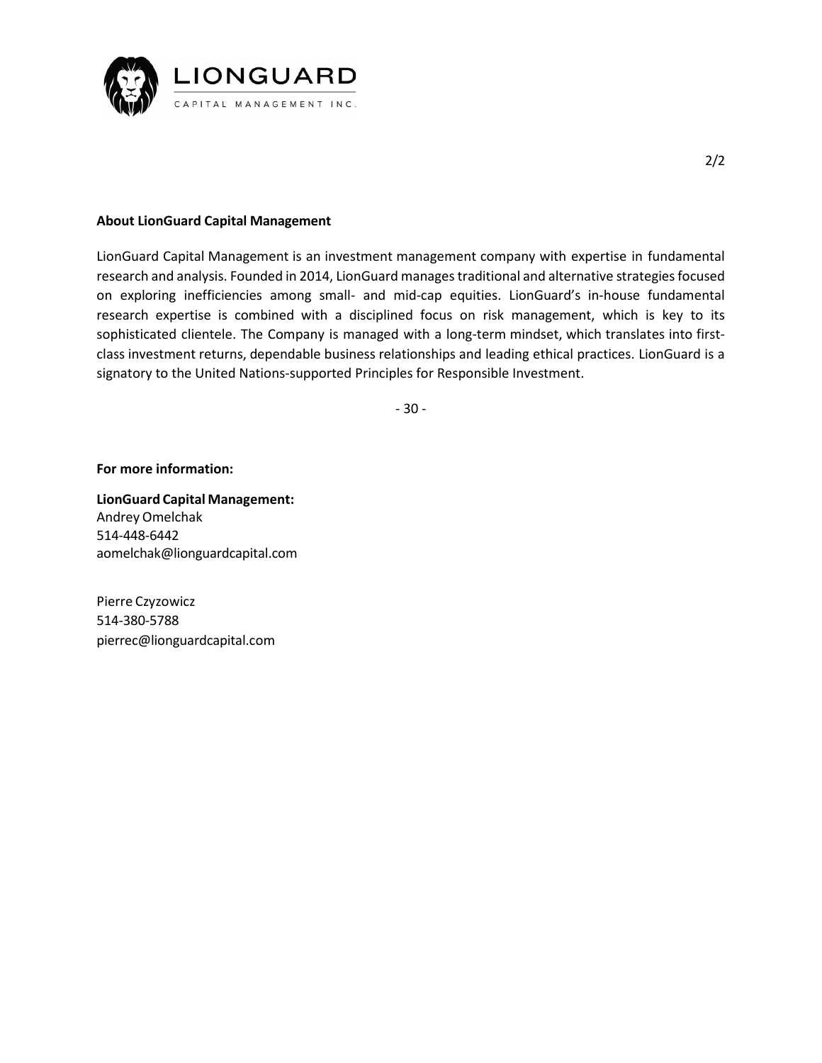**About LionGuard Capital Management**

LionGuard Capital Management is an investment management company with expertise in fundamental research and analysis. Founded in 2014, LionGuard manages traditional and alternative strategies focused on exploring inefficiencies among small- and mid-cap equities. LionGuard's in-house fundamental research expertise is combined with a disciplined focus on risk management, which is key to its sophisticated clientele. The Company is managed with a long-term mindset, which translates into first-class investment returns, dependable business relationships and leading ethical practices. LionGuard is a signatory to the United Nations-supported Principles for Responsible Investment.

- 30 -

**For more information:**

**LionGuard Capital Management:**
Andrey Omelchak
514-448-6442
aomelchak@lionguardcapital.com

Pierre Czyzowicz
514-380-5788
pierrec@lionguardcapital.com